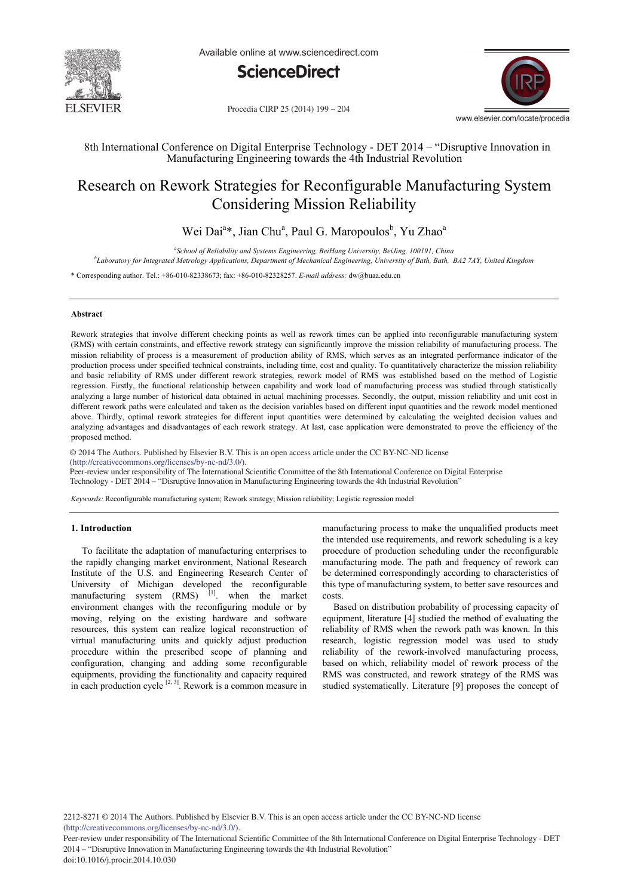8th International Conference on Digital Enterprise Technology - DET 2014 – "Disruptive Innovation in Manufacturing Engineering towards the 4th Industrial Revolution

# Research on Rework Strategies for Reconfigurable Manufacturing System Considering Mission Reliability

Wei Dai[a]*, Jian Chu[a], Paul G. Maropoulos[b], Yu Zhao[a]

[a]School of Reliability and Systems Engineering, BeiHang University, BeiJing, 100191, China

[b]Laboratory for Integrated Metrology Applications, Department of Mechanical Engineering, University of Bath, Bath, BA2 7AY, United Kingdom

\* Corresponding author. Tel.: +86-010-82338673; fax: +86-010-82328257. *E-mail address:* dw@buaa.edu.cn

### Abstract

Rework strategies that involve different checking points as well as rework times can be applied into reconfigurable manufacturing system (RMS) with certain constraints, and effective rework strategy can significantly improve the mission reliability of manufacturing process. The mission reliability of process is a measurement of production ability of RMS, which serves as an integrated performance indicator of the production process under specified technical constraints, including time, cost and quality. To quantitatively characterize the mission reliability and basic reliability of RMS under different rework strategies, rework model of RMS was established based on the method of Logistic regression. Firstly, the functional relationship between capability and work load of manufacturing process was studied through statistically analyzing a large number of historical data obtained in actual machining processes. Secondly, the output, mission reliability and unit cost in different rework paths were calculated and taken as the decision variables based on different input quantities and the rework model mentioned above. Thirdly, optimal rework strategies for different input quantities were determined by calculating the weighted decision values and analyzing advantages and disadvantages of each rework strategy. At last, case application were demonstrated to prove the efficiency of the proposed method.

© 2014 The Authors. Published by Elsevier B.V. This is an open access article under the CC BY-NC-ND license (http://creativecommons.org/licenses/by-nc-nd/3.0/).

Peer-review under responsibility of The International Scientific Committee of the 8th International Conference on Digital Enterprise Technology - DET 2014 – "Disruptive Innovation in Manufacturing Engineering towards the 4th Industrial Revolution"

*Keywords:* Reconfigurable manufacturing system; Rework strategy; Mission reliability; Logistic regression model

## 1. Introduction

To facilitate the adaptation of manufacturing enterprises to the rapidly changing market environment, National Research Institute of the U.S. and Engineering Research Center of University of Michigan developed the reconfigurable manufacturing system (RMS) [1]. when the market environment changes with the reconfiguring module or by moving, relying on the existing hardware and software resources, this system can realize logical reconstruction of virtual manufacturing units and quickly adjust production procedure within the prescribed scope of planning and configuration, changing and adding some reconfigurable equipments, providing the functionality and capacity required in each production cycle [2, 3]. Rework is a common measure in manufacturing process to make the unqualified products meet the intended use requirements, and rework scheduling is a key procedure of production scheduling under the reconfigurable manufacturing mode. The path and frequency of rework can be determined correspondingly according to characteristics of this type of manufacturing system, to better save resources and costs.

Based on distribution probability of processing capacity of equipment, literature [4] studied the method of evaluating the reliability of RMS when the rework path was known. In this research, logistic regression model was used to study reliability of the rework-involved manufacturing process, based on which, reliability model of rework process of the RMS was constructed, and rework strategy of the RMS was studied systematically. Literature [9] proposes the concept of

2212-8271 © 2014 The Authors. Published by Elsevier B.V. This is an open access article under the CC BY-NC-ND license (http://creativecommons.org/licenses/by-nc-nd/3.0/).

Peer-review under responsibility of The International Scientific Committee of the 8th International Conference on Digital Enterprise Technology - DET 2014 – "Disruptive Innovation in Manufacturing Engineering towards the 4th Industrial Revolution"

doi:10.1016/j.procir.2014.10.030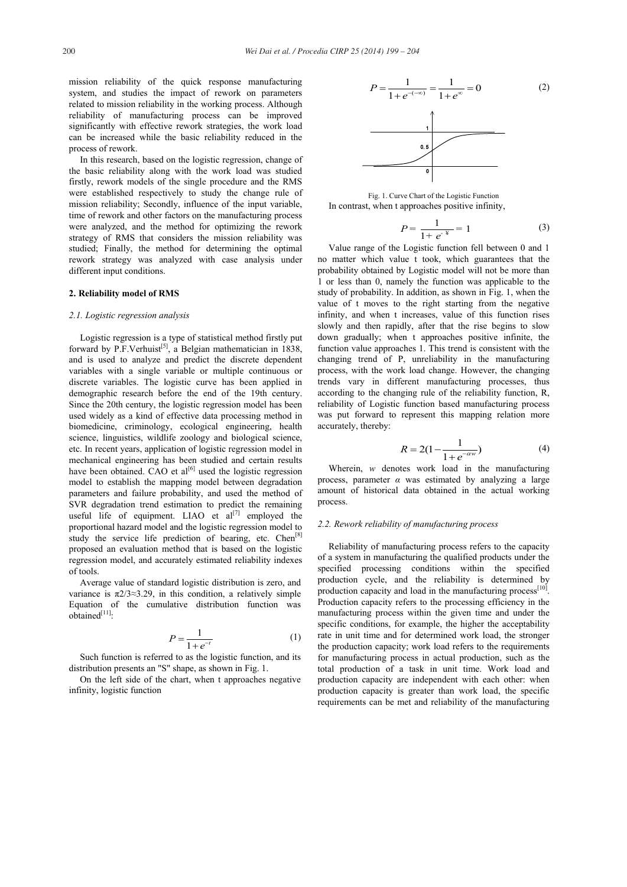mission reliability of the quick response manufacturing system, and studies the impact of rework on parameters related to mission reliability in the working process. Although reliability of manufacturing process can be improved significantly with effective rework strategies, the work load can be increased while the basic reliability reduced in the process of rework.

In this research, based on the logistic regression, change of the basic reliability along with the work load was studied firstly, rework models of the single procedure and the RMS were established respectively to study the change rule of mission reliability; Secondly, influence of the input variable, time of rework and other factors on the manufacturing process were analyzed, and the method for optimizing the rework strategy of RMS that considers the mission reliability was studied; Finally, the method for determining the optimal rework strategy was analyzed with case analysis under different input conditions.

## 2. Reliability model of RMS

### 2.1. Logistic regression analysis

Logistic regression is a type of statistical method firstly put forward by P.F.Verhuist[5], a Belgian mathematician in 1838, and is used to analyze and predict the discrete dependent variables with a single variable or multiple continuous or discrete variables. The logistic curve has been applied in demographic research before the end of the 19th century. Since the 20th century, the logistic regression model has been used widely as a kind of effective data processing method in biomedicine, criminology, ecological engineering, health science, linguistics, wildlife zoology and biological science, etc. In recent years, application of logistic regression model in mechanical engineering has been studied and certain results have been obtained. CAO et al[6] used the logistic regression model to establish the mapping model between degradation parameters and failure probability, and used the method of SVR degradation trend estimation to predict the remaining useful life of equipment. LIAO et al[7] employed the proportional hazard model and the logistic regression model to study the service life prediction of bearing, etc. Chen[8] proposed an evaluation method that is based on the logistic regression model, and accurately estimated reliability indexes of tools.

Average value of standard logistic distribution is zero, and variance is π2/3≈3.29, in this condition, a relatively simple Equation of the cumulative distribution function was obtained[11]:

$$P = \frac{1}{1+e^{-t}} \tag{1}$$

Such function is referred to as the logistic function, and its distribution presents an "S" shape, as shown in Fig. 1.

On the left side of the chart, when t approaches negative infinity, logistic function

$$P = \frac{1}{1+e^{-(-\infty)}} = \frac{1}{1+e^{\infty}} = 0 \tag{2}$$

Fig. 1. Curve Chart of the Logistic Function

In contrast, when t approaches positive infinity,

$$P = \frac{1}{1+e^{-\infty}} = 1 \tag{3}$$

Value range of the Logistic function fell between 0 and 1 no matter which value t took, which guarantees that the probability obtained by Logistic model will not be more than 1 or less than 0, namely the function was applicable to the study of probability. In addition, as shown in Fig. 1, when the value of t moves to the right starting from the negative infinity, and when t increases, value of this function rises slowly and then rapidly, after that the rise begins to slow down gradually; when t approaches positive infinite, the function value approaches 1. This trend is consistent with the changing trend of P, unreliability in the manufacturing process, with the work load change. However, the changing trends vary in different manufacturing processes, thus according to the changing rule of the reliability function, R, reliability of Logistic function based manufacturing process was put forward to represent this mapping relation more accurately, thereby:

$$R = 2\left(1 - \frac{1}{1+e^{-\alpha w}}\right) \tag{4}$$

Wherein, $w$ denotes work load in the manufacturing process, parameter $\alpha$ was estimated by analyzing a large amount of historical data obtained in the actual working process.

### 2.2. Rework reliability of manufacturing process

Reliability of manufacturing process refers to the capacity of a system in manufacturing the qualified products under the specified processing conditions within the specified production cycle, and the reliability is determined by production capacity and load in the manufacturing process[10]. Production capacity refers to the processing efficiency in the manufacturing process within the given time and under the specific conditions, for example, the higher the acceptability rate in unit time and for determined work load, the stronger the production capacity; work load refers to the requirements for manufacturing process in actual production, such as the total production of a task in unit time. Work load and production capacity are independent with each other: when production capacity is greater than work load, the specific requirements can be met and reliability of the manufacturing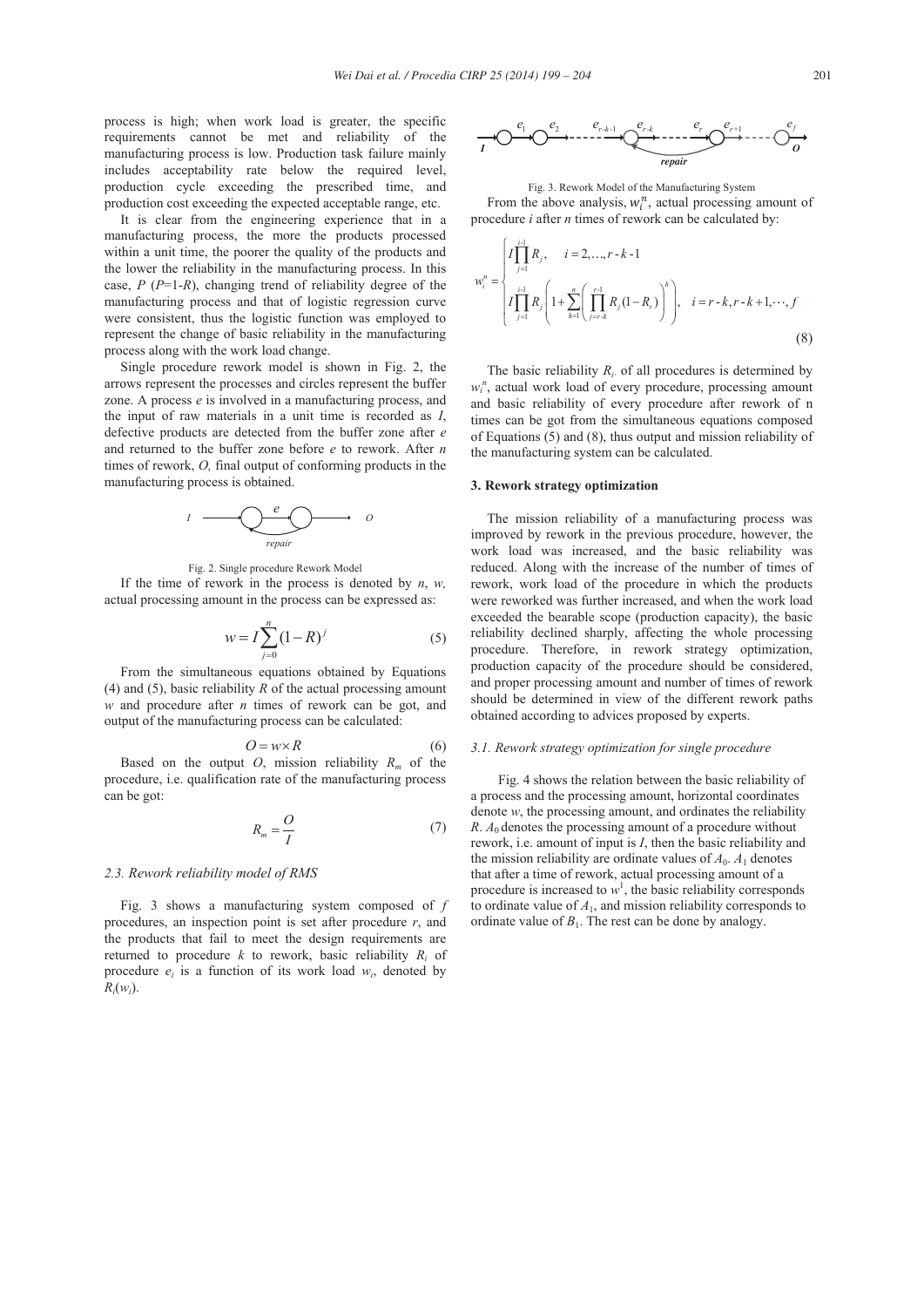process is high; when work load is greater, the specific requirements cannot be met and reliability of the manufacturing process is low. Production task failure mainly includes acceptability rate below the required level, production cycle exceeding the prescribed time, and production cost exceeding the expected acceptable range, etc.

It is clear from the engineering experience that in a manufacturing process, the more the products processed within a unit time, the poorer the quality of the products and the lower the reliability in the manufacturing process. In this case, $P$ ($P$=1-$R$), changing trend of reliability degree of the manufacturing process and that of logistic regression curve were consistent, thus the logistic function was employed to represent the change of basic reliability in the manufacturing process along with the work load change.

Single procedure rework model is shown in Fig. 2, the arrows represent the processes and circles represent the buffer zone. A process $e$ is involved in a manufacturing process, and the input of raw materials in a unit time is recorded as $I$, defective products are detected from the buffer zone after $e$ and returned to the buffer zone before $e$ to rework. After $n$ times of rework, $O$, final output of conforming products in the manufacturing process is obtained.

Fig. 2. Single procedure Rework Model

If the time of rework in the process is denoted by $n$, $w$, actual processing amount in the process can be expressed as:

$$w = I\sum_{j=0}^{n}(1-R)^{j} \tag{5}$$

From the simultaneous equations obtained by Equations (4) and (5), basic reliability $R$ of the actual processing amount $w$ and procedure after $n$ times of rework can be got, and output of the manufacturing process can be calculated:

$$O = w \times R \tag{6}$$

Based on the output $O$, mission reliability $R_m$ of the procedure, i.e. qualification rate of the manufacturing process can be got:

$$R_m = \frac{O}{I} \tag{7}$$

### 2.3. Rework reliability model of RMS

Fig. 3 shows a manufacturing system composed of $f$ procedures, an inspection point is set after procedure $r$, and the products that fail to meet the design requirements are returned to procedure $k$ to rework, basic reliability $R_i$ of procedure $e_i$ is a function of its work load $w_i$, denoted by $R_i(w_i)$.

Fig. 3. Rework Model of the Manufacturing System

From the above analysis, $w_i^n$, actual processing amount of procedure $i$ after $n$ times of rework can be calculated by:

$$w_i^n = \begin{cases} I\prod_{j=1}^{i-1}R_j, & i = 2,\ldots,r-k-1 \\ I\prod_{j=1}^{i-1}R_j\left(1+\sum_{h=1}^{n}\left(\prod_{j=r-k}^{r-1}R_j(1-R_r)\right)^{h}\right), & i = r-k, r-k+1,\cdots,f \end{cases} \tag{8}$$

The basic reliability $R_i$ of all procedures is determined by $w_i^n$, actual work load of every procedure, processing amount and basic reliability of every procedure after rework of n times can be got from the simultaneous equations composed of Equations (5) and (8), thus output and mission reliability of the manufacturing system can be calculated.

## 3. Rework strategy optimization

The mission reliability of a manufacturing process was improved by rework in the previous procedure, however, the work load was increased, and the basic reliability was reduced. Along with the increase of the number of times of rework, work load of the procedure in which the products were reworked was further increased, and when the work load exceeded the bearable scope (production capacity), the basic reliability declined sharply, affecting the whole processing procedure. Therefore, in rework strategy optimization, production capacity of the procedure should be considered, and proper processing amount and number of times of rework should be determined in view of the different rework paths obtained according to advices proposed by experts.

### 3.1. Rework strategy optimization for single procedure

Fig. 4 shows the relation between the basic reliability of a process and the processing amount, horizontal coordinates denote $w$, the processing amount, and ordinates the reliability $R$. $A_0$ denotes the processing amount of a procedure without rework, i.e. amount of input is $I$, then the basic reliability and the mission reliability are ordinate values of $A_0$. $A_1$ denotes that after a time of rework, actual processing amount of a procedure is increased to $w^1$, the basic reliability corresponds to ordinate value of $A_1$, and mission reliability corresponds to ordinate value of $B_1$. The rest can be done by analogy.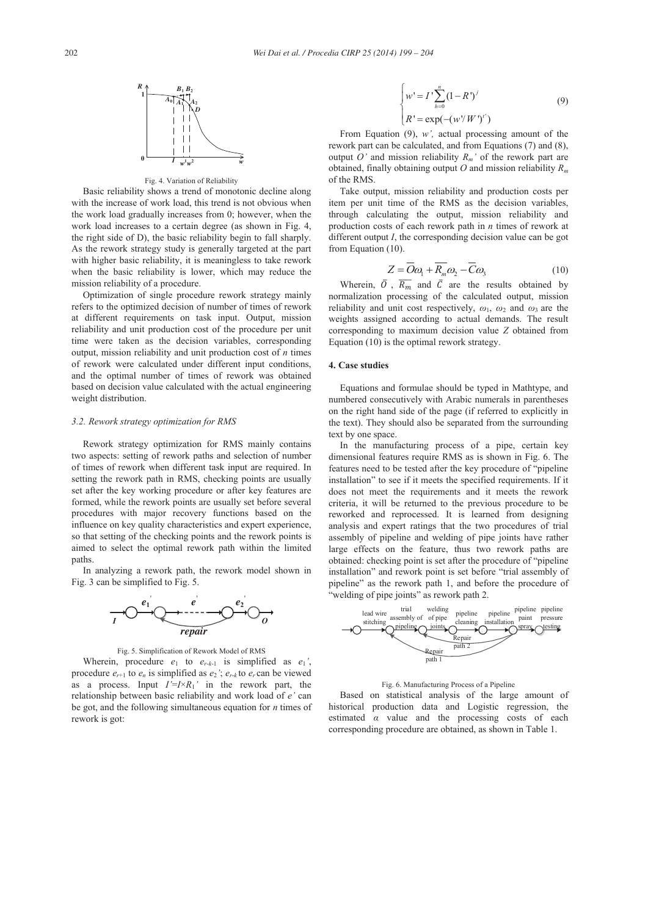Fig. 4. Variation of Reliability

Basic reliability shows a trend of monotonic decline along with the increase of work load, this trend is not obvious when the work load gradually increases from 0; however, when the work load increases to a certain degree (as shown in Fig. 4, the right side of D), the basic reliability begin to fall sharply. As the rework strategy study is generally targeted at the part with higher basic reliability, it is meaningless to take rework when the basic reliability is lower, which may reduce the mission reliability of a procedure.

Optimization of single procedure rework strategy mainly refers to the optimized decision of number of times of rework at different requirements on task input. Output, mission reliability and unit production cost of the procedure per unit time were taken as the decision variables, corresponding output, mission reliability and unit production cost of $n$ times of rework were calculated under different input conditions, and the optimal number of times of rework was obtained based on decision value calculated with the actual engineering weight distribution.

### 3.2. Rework strategy optimization for RMS

Rework strategy optimization for RMS mainly contains two aspects: setting of rework paths and selection of number of times of rework when different task input are required. In setting the rework path in RMS, checking points are usually set after the key working procedure or after key features are formed, while the rework points are usually set before several procedures with major recovery functions based on the influence on key quality characteristics and expert experience, so that setting of the checking points and the rework points is aimed to select the optimal rework path within the limited paths.

In analyzing a rework path, the rework model shown in Fig. 3 can be simplified to Fig. 5.

Fig. 5. Simplification of Rework Model of RMS

Wherein, procedure $e_1$ to $e_{r\text{-}k\text{-}1}$ is simplified as $e_1'$, procedure $e_{r+1}$ to $e_n$ is simplified as $e_2'$; $e_{r\text{-}k}$ to $e_r$ can be viewed as a process. Input $I'=I\times R_1'$ in the rework part, the relationship between basic reliability and work load of $e'$ can be got, and the following simultaneous equation for $n$ times of rework is got:

$$\begin{cases} w' = I'\sum_{h=0}^{n}(1-R')^{j} \\ R' = \exp(-(w'/W')^{t'}) \end{cases} \tag{9}$$

From Equation (9), $w'$, actual processing amount of the rework part can be calculated, and from Equations (7) and (8), output $O'$ and mission reliability $R_m'$ of the rework part are obtained, finally obtaining output $O$ and mission reliability $R_m$ of the RMS.

Take output, mission reliability and production costs per item per unit time of the RMS as the decision variables, through calculating the output, mission reliability and production costs of each rework path in $n$ times of rework at different output $I$, the corresponding decision value can be got from Equation (10).

$$Z = \overline{O}\omega_1 + \overline{R_m}\omega_2 - \overline{C}\omega_3 \tag{10}$$

Wherein, $\bar{O}$, $\overline{R_m}$ and $\bar{C}$ are the results obtained by normalization processing of the calculated output, mission reliability and unit cost respectively, $\omega_1$, $\omega_2$ and $\omega_3$ are the weights assigned according to actual demands. The result corresponding to maximum decision value $Z$ obtained from Equation (10) is the optimal rework strategy.

## 4. Case studies

Equations and formulae should be typed in Mathtype, and numbered consecutively with Arabic numerals in parentheses on the right hand side of the page (if referred to explicitly in the text). They should also be separated from the surrounding text by one space.

In the manufacturing process of a pipe, certain key dimensional features require RMS as is shown in Fig. 6. The features need to be tested after the key procedure of "pipeline installation" to see if it meets the specified requirements. If it does not meet the requirements and it meets the rework criteria, it will be returned to the previous procedure to be reworked and reprocessed. It is learned from designing analysis and expert ratings that the two procedures of trial assembly of pipeline and welding of pipe joints have rather large effects on the feature, thus two rework paths are obtained: checking point is set after the procedure of "pipeline installation" and rework point is set before "trial assembly of pipeline" as the rework path 1, and before the procedure of "welding of pipe joints" as rework path 2.

Fig. 6. Manufacturing Process of a Pipeline

Based on statistical analysis of the large amount of historical production data and Logistic regression, the estimated $\alpha$ value and the processing costs of each corresponding procedure are obtained, as shown in Table 1.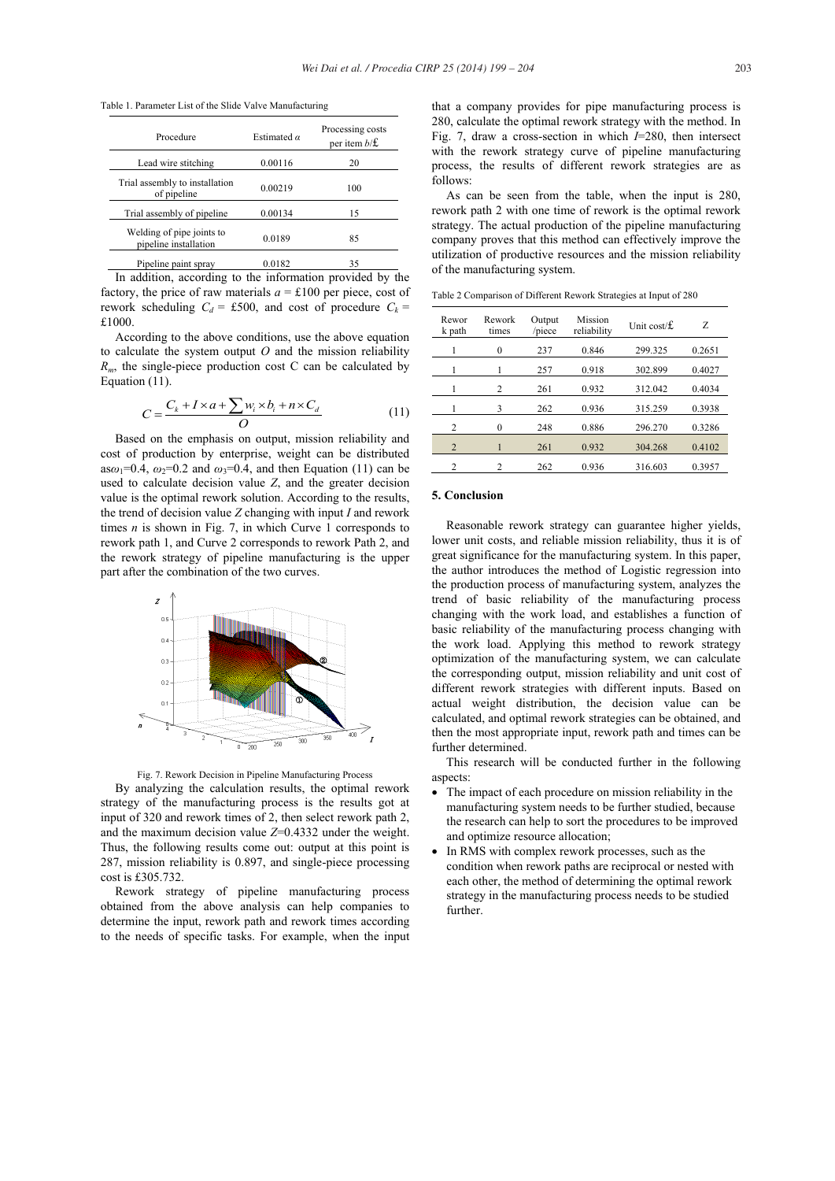Table 1. Parameter List of the Slide Valve Manufacturing

| Procedure | Estimated $\alpha$ | Processing costs per item $b$/£ |
| --- | --- | --- |
| Lead wire stitching | 0.00116 | 20 |
| Trial assembly to installation of pipeline | 0.00219 | 100 |
| Trial assembly of pipeline | 0.00134 | 15 |
| Welding of pipe joints to pipeline installation | 0.0189 | 85 |
| Pipeline paint spray | 0.0182 | 35 |

In addition, according to the information provided by the factory, the price of raw materials $a$ = £100 per piece, cost of rework scheduling $C_d$ = £500, and cost of procedure $C_k$ = £1000.

According to the above conditions, use the above equation to calculate the system output $O$ and the mission reliability $R_m$, the single-piece production cost C can be calculated by Equation (11).

$$C = \frac{C_k + I \times a + \sum w_i \times b_i + n \times C_d}{O} \tag{11}$$

Based on the emphasis on output, mission reliability and cost of production by enterprise, weight can be distributed as $\omega_1$=0.4, $\omega_2$=0.2 and $\omega_3$=0.4, and then Equation (11) can be used to calculate decision value $Z$, and the greater decision value is the optimal rework solution. According to the results, the trend of decision value $Z$ changing with input $I$ and rework times $n$ is shown in Fig. 7, in which Curve 1 corresponds to rework path 1, and Curve 2 corresponds to rework Path 2, and the rework strategy of pipeline manufacturing is the upper part after the combination of the two curves.

Fig. 7. Rework Decision in Pipeline Manufacturing Process

By analyzing the calculation results, the optimal rework strategy of the manufacturing process is the results got at input of 320 and rework times of 2, then select rework path 2, and the maximum decision value $Z$=0.4332 under the weight. Thus, the following results come out: output at this point is 287, mission reliability is 0.897, and single-piece processing cost is £305.732.

Rework strategy of pipeline manufacturing process obtained from the above analysis can help companies to determine the input, rework path and rework times according to the needs of specific tasks. For example, when the input that a company provides for pipe manufacturing process is 280, calculate the optimal rework strategy with the method. In Fig. 7, draw a cross-section in which $I$=280, then intersect with the rework strategy curve of pipeline manufacturing process, the results of different rework strategies are as follows:

As can be seen from the table, when the input is 280, rework path 2 with one time of rework is the optimal rework strategy. The actual production of the pipeline manufacturing company proves that this method can effectively improve the utilization of productive resources and the mission reliability of the manufacturing system.

Table 2 Comparison of Different Rework Strategies at Input of 280

| Rework path | Rework times | Output /piece | Mission reliability | Unit cost/£ | Z |
| --- | --- | --- | --- | --- | --- |
| 1 | 0 | 237 | 0.846 | 299.325 | 0.2651 |
| 1 | 1 | 257 | 0.918 | 302.899 | 0.4027 |
| 1 | 2 | 261 | 0.932 | 312.042 | 0.4034 |
| 1 | 3 | 262 | 0.936 | 315.259 | 0.3938 |
| 2 | 0 | 248 | 0.886 | 296.270 | 0.3286 |
| 2 | 1 | 261 | 0.932 | 304.268 | 0.4102 |
| 2 | 2 | 262 | 0.936 | 316.603 | 0.3957 |

## 5. Conclusion

Reasonable rework strategy can guarantee higher yields, lower unit costs, and reliable mission reliability, thus it is of great significance for the manufacturing system. In this paper, the author introduces the method of Logistic regression into the production process of manufacturing system, analyzes the trend of basic reliability of the manufacturing process changing with the work load, and establishes a function of basic reliability of the manufacturing process changing with the work load. Applying this method to rework strategy optimization of the manufacturing system, we can calculate the corresponding output, mission reliability and unit cost of different rework strategies with different inputs. Based on actual weight distribution, the decision value can be calculated, and optimal rework strategies can be obtained, and then the most appropriate input, rework path and times can be further determined.

This research will be conducted further in the following aspects:

- The impact of each procedure on mission reliability in the manufacturing system needs to be further studied, because the research can help to sort the procedures to be improved and optimize resource allocation;
- In RMS with complex rework processes, such as the condition when rework paths are reciprocal or nested with each other, the method of determining the optimal rework strategy in the manufacturing process needs to be studied further.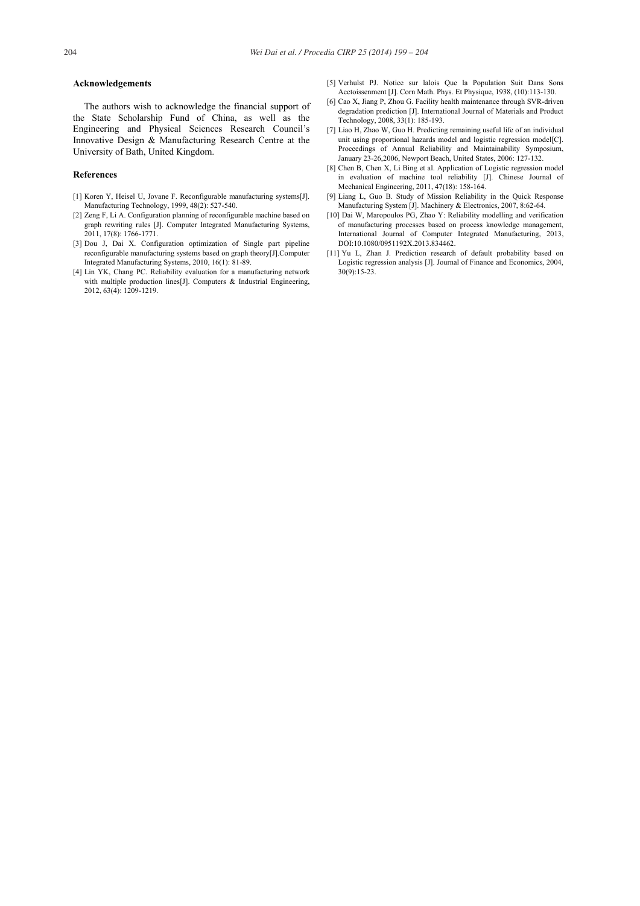## Acknowledgements

The authors wish to acknowledge the financial support of the State Scholarship Fund of China, as well as the Engineering and Physical Sciences Research Council's Innovative Design & Manufacturing Research Centre at the University of Bath, United Kingdom.

## References

[1] Koren Y, Heisel U, Jovane F. Reconfigurable manufacturing systems[J]. Manufacturing Technology, 1999, 48(2): 527-540.

[2] Zeng F, Li A. Configuration planning of reconfigurable machine based on graph rewriting rules [J]. Computer Integrated Manufacturing Systems, 2011, 17(8): 1766-1771.

[3] Dou J, Dai X. Configuration optimization of Single part pipeline reconfigurable manufacturing systems based on graph theory[J].Computer Integrated Manufacturing Systems, 2010, 16(1): 81-89.

[4] Lin YK, Chang PC. Reliability evaluation for a manufacturing network with multiple production lines[J]. Computers & Industrial Engineering, 2012, 63(4): 1209-1219.

[5] Verhulst PJ. Notice sur lalois Que la Population Suit Dans Sons Acctoissenment [J]. Corn Math. Phys. Et Physique, 1938, (10):113-130.

[6] Cao X, Jiang P, Zhou G. Facility health maintenance through SVR-driven degradation prediction [J]. International Journal of Materials and Product Technology, 2008, 33(1): 185-193.

[7] Liao H, Zhao W, Guo H. Predicting remaining useful life of an individual unit using proportional hazards model and logistic regression model[C]. Proceedings of Annual Reliability and Maintainability Symposium, January 23-26,2006, Newport Beach, United States, 2006: 127-132.

[8] Chen B, Chen X, Li Bing et al. Application of Logistic regression model in evaluation of machine tool reliability [J]. Chinese Journal of Mechanical Engineering, 2011, 47(18): 158-164.

[9] Liang L, Guo B. Study of Mission Reliability in the Quick Response Manufacturing System [J]. Machinery & Electronics, 2007, 8:62-64.

[10] Dai W, Maropoulos PG, Zhao Y: Reliability modelling and verification of manufacturing processes based on process knowledge management, International Journal of Computer Integrated Manufacturing, 2013, DOI:10.1080/0951192X.2013.834462.

[11] Yu L, Zhan J. Prediction research of default probability based on Logistic regression analysis [J]. Journal of Finance and Economics, 2004, 30(9):15-23.